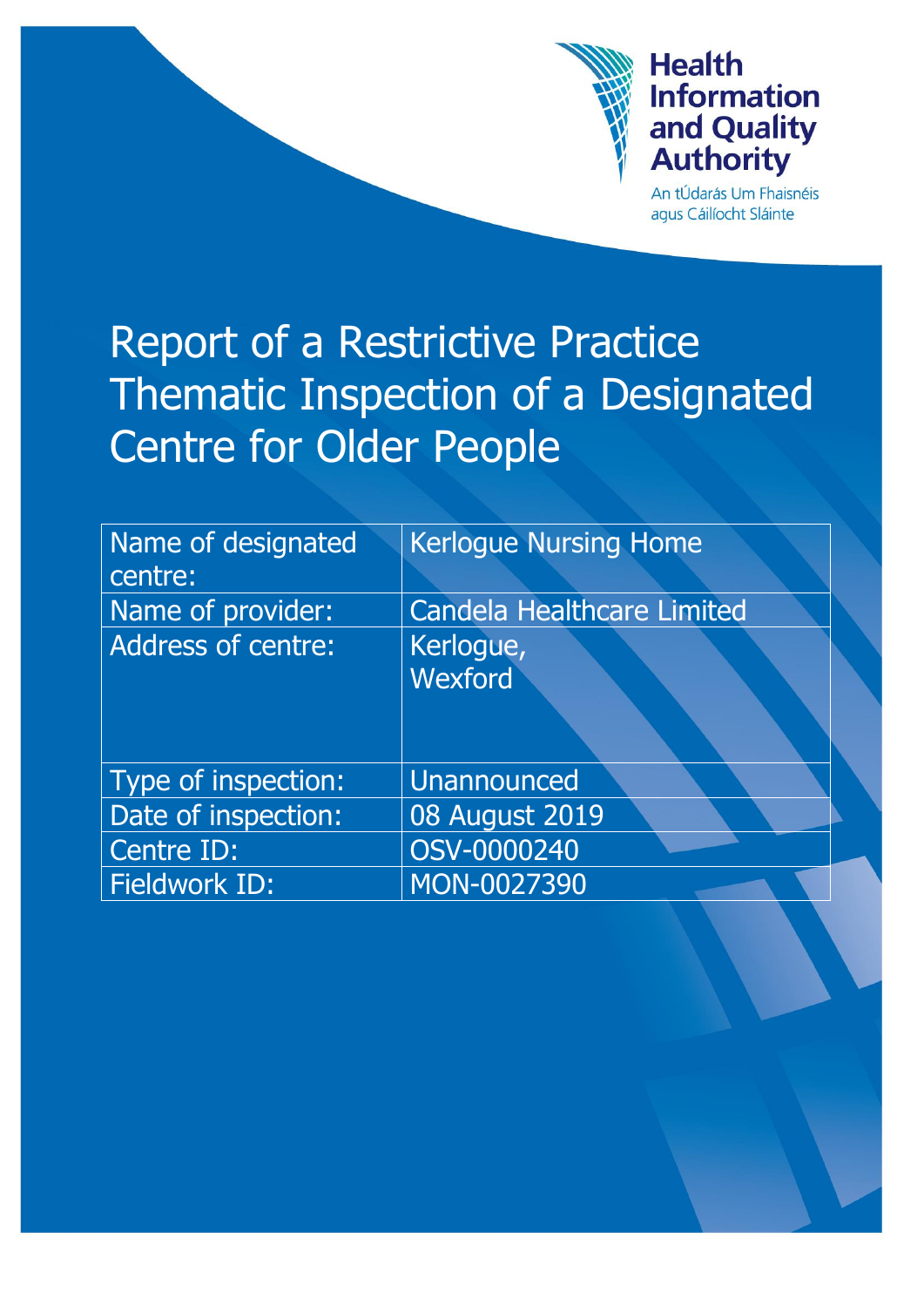Health Information and Quality Authority

An tÚdarás Um Fhaisnéis agus Cáilíocht Sláinte

# Report of a Restrictive Practice Thematic Inspection of a Designated Centre for Older People

| | |
|---|---|
| Name of designated centre: | Kerlogue Nursing Home |
| Name of provider: | Candela Healthcare Limited |
| Address of centre: | Kerlogue, Wexford |
| Type of inspection: | Unannounced |
| Date of inspection: | 08 August 2019 |
| Centre ID: | OSV-0000240 |
| Fieldwork ID: | MON-0027390 |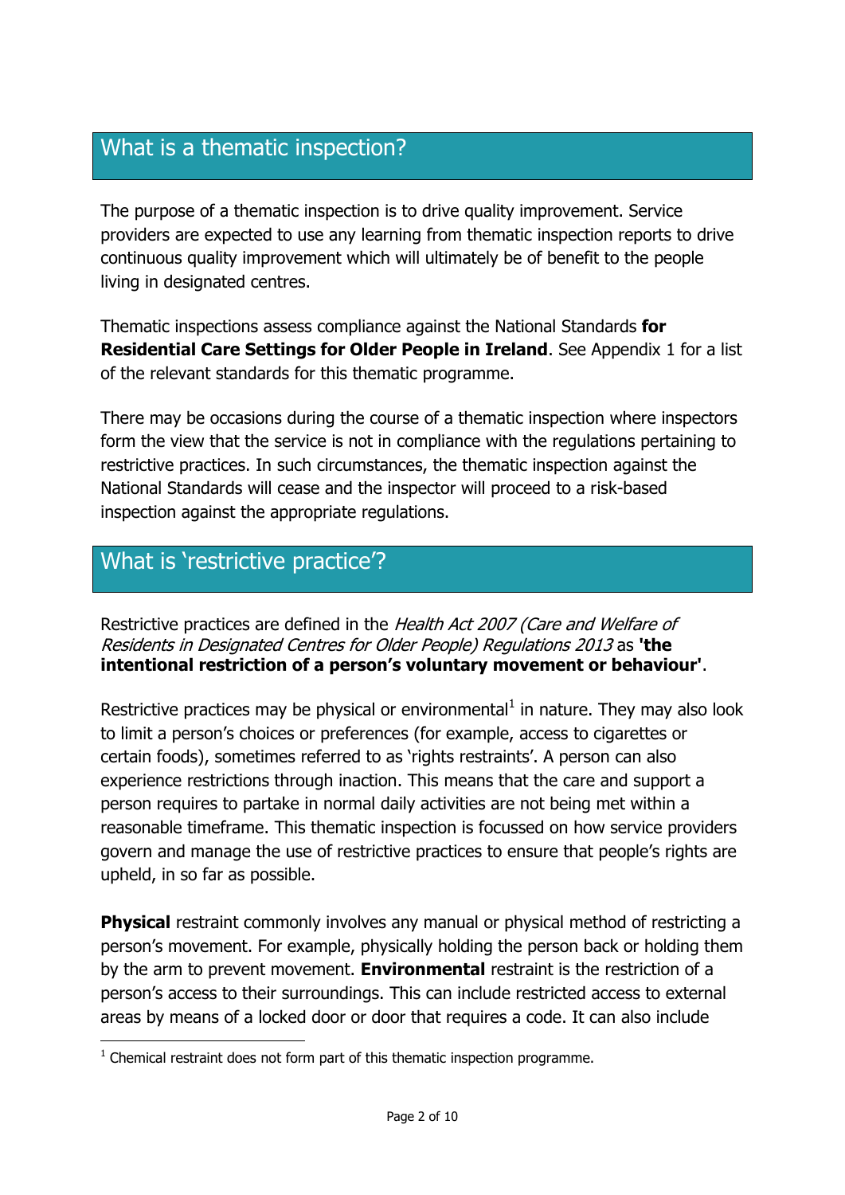## What is a thematic inspection?

The purpose of a thematic inspection is to drive quality improvement. Service providers are expected to use any learning from thematic inspection reports to drive continuous quality improvement which will ultimately be of benefit to the people living in designated centres.

Thematic inspections assess compliance against the National Standards **for Residential Care Settings for Older People in Ireland**. See Appendix 1 for a list of the relevant standards for this thematic programme.

There may be occasions during the course of a thematic inspection where inspectors form the view that the service is not in compliance with the regulations pertaining to restrictive practices. In such circumstances, the thematic inspection against the National Standards will cease and the inspector will proceed to a risk-based inspection against the appropriate regulations.

## What is 'restrictive practice'?

Restrictive practices are defined in the *Health Act 2007 (Care and Welfare of Residents in Designated Centres for Older People) Regulations 2013* as **'the intentional restriction of a person's voluntary movement or behaviour'**.

Restrictive practices may be physical or environmental[1] in nature. They may also look to limit a person's choices or preferences (for example, access to cigarettes or certain foods), sometimes referred to as 'rights restraints'. A person can also experience restrictions through inaction. This means that the care and support a person requires to partake in normal daily activities are not being met within a reasonable timeframe. This thematic inspection is focussed on how service providers govern and manage the use of restrictive practices to ensure that people's rights are upheld, in so far as possible.

**Physical** restraint commonly involves any manual or physical method of restricting a person's movement. For example, physically holding the person back or holding them by the arm to prevent movement. **Environmental** restraint is the restriction of a person's access to their surroundings. This can include restricted access to external areas by means of a locked door or door that requires a code. It can also include

[1] Chemical restraint does not form part of this thematic inspection programme.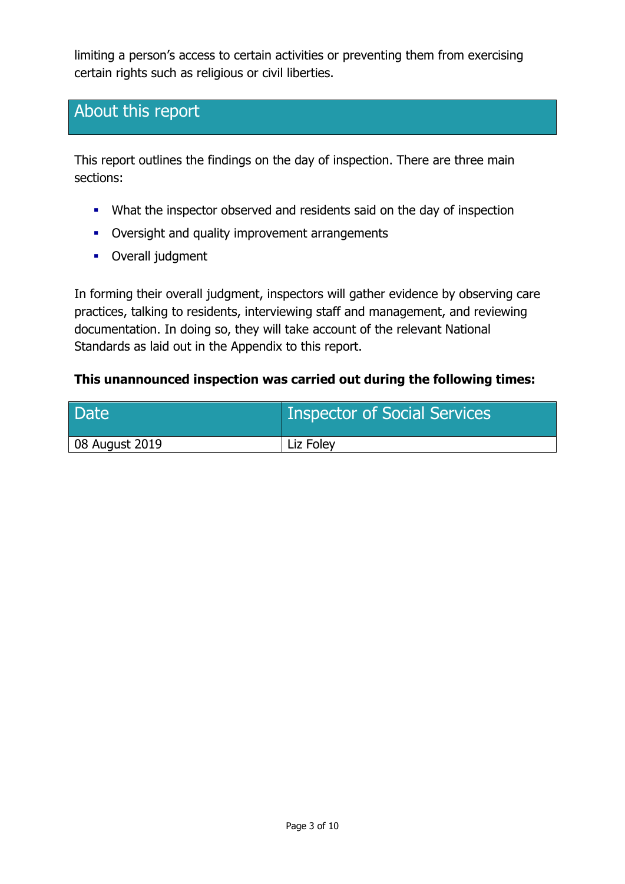limiting a person's access to certain activities or preventing them from exercising certain rights such as religious or civil liberties.

## About this report

This report outlines the findings on the day of inspection. There are three main sections:

- What the inspector observed and residents said on the day of inspection
- Oversight and quality improvement arrangements
- Overall judgment

In forming their overall judgment, inspectors will gather evidence by observing care practices, talking to residents, interviewing staff and management, and reviewing documentation. In doing so, they will take account of the relevant National Standards as laid out in the Appendix to this report.

**This unannounced inspection was carried out during the following times:**

| Date | Inspector of Social Services |
| --- | --- |
| 08 August 2019 | Liz Foley |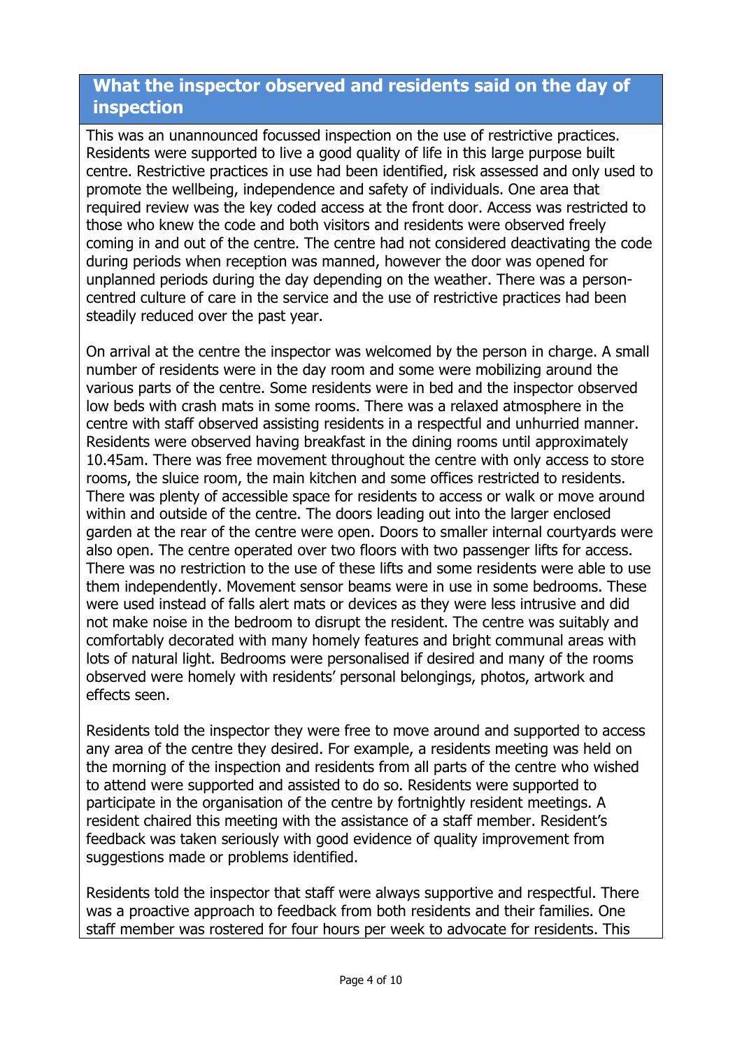## What the inspector observed and residents said on the day of inspection

This was an unannounced focussed inspection on the use of restrictive practices. Residents were supported to live a good quality of life in this large purpose built centre. Restrictive practices in use had been identified, risk assessed and only used to promote the wellbeing, independence and safety of individuals. One area that required review was the key coded access at the front door. Access was restricted to those who knew the code and both visitors and residents were observed freely coming in and out of the centre. The centre had not considered deactivating the code during periods when reception was manned, however the door was opened for unplanned periods during the day depending on the weather. There was a person-centred culture of care in the service and the use of restrictive practices had been steadily reduced over the past year.

On arrival at the centre the inspector was welcomed by the person in charge. A small number of residents were in the day room and some were mobilizing around the various parts of the centre. Some residents were in bed and the inspector observed low beds with crash mats in some rooms. There was a relaxed atmosphere in the centre with staff observed assisting residents in a respectful and unhurried manner. Residents were observed having breakfast in the dining rooms until approximately 10.45am. There was free movement throughout the centre with only access to store rooms, the sluice room, the main kitchen and some offices restricted to residents. There was plenty of accessible space for residents to access or walk or move around within and outside of the centre. The doors leading out into the larger enclosed garden at the rear of the centre were open. Doors to smaller internal courtyards were also open. The centre operated over two floors with two passenger lifts for access. There was no restriction to the use of these lifts and some residents were able to use them independently. Movement sensor beams were in use in some bedrooms. These were used instead of falls alert mats or devices as they were less intrusive and did not make noise in the bedroom to disrupt the resident. The centre was suitably and comfortably decorated with many homely features and bright communal areas with lots of natural light. Bedrooms were personalised if desired and many of the rooms observed were homely with residents' personal belongings, photos, artwork and effects seen.

Residents told the inspector they were free to move around and supported to access any area of the centre they desired. For example, a residents meeting was held on the morning of the inspection and residents from all parts of the centre who wished to attend were supported and assisted to do so. Residents were supported to participate in the organisation of the centre by fortnightly resident meetings. A resident chaired this meeting with the assistance of a staff member. Resident's feedback was taken seriously with good evidence of quality improvement from suggestions made or problems identified.

Residents told the inspector that staff were always supportive and respectful. There was a proactive approach to feedback from both residents and their families. One staff member was rostered for four hours per week to advocate for residents. This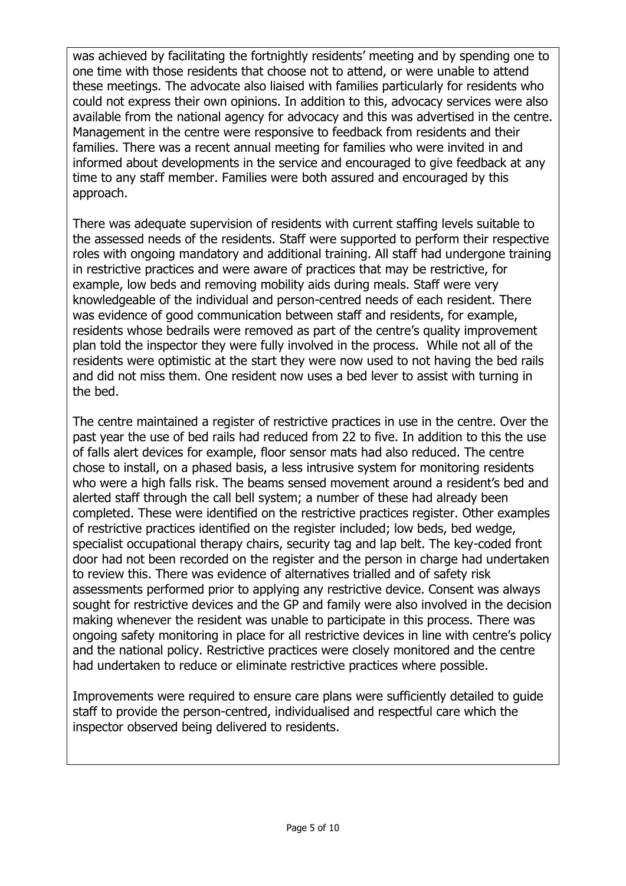was achieved by facilitating the fortnightly residents' meeting and by spending one to one time with those residents that choose not to attend, or were unable to attend these meetings. The advocate also liaised with families particularly for residents who could not express their own opinions. In addition to this, advocacy services were also available from the national agency for advocacy and this was advertised in the centre. Management in the centre were responsive to feedback from residents and their families. There was a recent annual meeting for families who were invited in and informed about developments in the service and encouraged to give feedback at any time to any staff member. Families were both assured and encouraged by this approach.

There was adequate supervision of residents with current staffing levels suitable to the assessed needs of the residents. Staff were supported to perform their respective roles with ongoing mandatory and additional training. All staff had undergone training in restrictive practices and were aware of practices that may be restrictive, for example, low beds and removing mobility aids during meals. Staff were very knowledgeable of the individual and person-centred needs of each resident. There was evidence of good communication between staff and residents, for example, residents whose bedrails were removed as part of the centre's quality improvement plan told the inspector they were fully involved in the process. While not all of the residents were optimistic at the start they were now used to not having the bed rails and did not miss them. One resident now uses a bed lever to assist with turning in the bed.

The centre maintained a register of restrictive practices in use in the centre. Over the past year the use of bed rails had reduced from 22 to five. In addition to this the use of falls alert devices for example, floor sensor mats had also reduced. The centre chose to install, on a phased basis, a less intrusive system for monitoring residents who were a high falls risk. The beams sensed movement around a resident's bed and alerted staff through the call bell system; a number of these had already been completed. These were identified on the restrictive practices register. Other examples of restrictive practices identified on the register included; low beds, bed wedge, specialist occupational therapy chairs, security tag and lap belt. The key-coded front door had not been recorded on the register and the person in charge had undertaken to review this. There was evidence of alternatives trialled and of safety risk assessments performed prior to applying any restrictive device. Consent was always sought for restrictive devices and the GP and family were also involved in the decision making whenever the resident was unable to participate in this process. There was ongoing safety monitoring in place for all restrictive devices in line with centre's policy and the national policy. Restrictive practices were closely monitored and the centre had undertaken to reduce or eliminate restrictive practices where possible.

Improvements were required to ensure care plans were sufficiently detailed to guide staff to provide the person-centred, individualised and respectful care which the inspector observed being delivered to residents.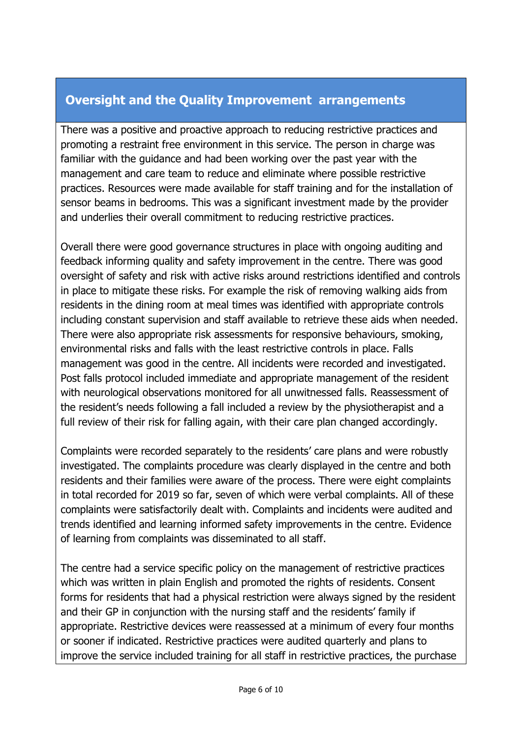## Oversight and the Quality Improvement arrangements

There was a positive and proactive approach to reducing restrictive practices and promoting a restraint free environment in this service. The person in charge was familiar with the guidance and had been working over the past year with the management and care team to reduce and eliminate where possible restrictive practices. Resources were made available for staff training and for the installation of sensor beams in bedrooms. This was a significant investment made by the provider and underlies their overall commitment to reducing restrictive practices.

Overall there were good governance structures in place with ongoing auditing and feedback informing quality and safety improvement in the centre. There was good oversight of safety and risk with active risks around restrictions identified and controls in place to mitigate these risks. For example the risk of removing walking aids from residents in the dining room at meal times was identified with appropriate controls including constant supervision and staff available to retrieve these aids when needed. There were also appropriate risk assessments for responsive behaviours, smoking, environmental risks and falls with the least restrictive controls in place. Falls management was good in the centre. All incidents were recorded and investigated. Post falls protocol included immediate and appropriate management of the resident with neurological observations monitored for all unwitnessed falls. Reassessment of the resident's needs following a fall included a review by the physiotherapist and a full review of their risk for falling again, with their care plan changed accordingly.

Complaints were recorded separately to the residents' care plans and were robustly investigated. The complaints procedure was clearly displayed in the centre and both residents and their families were aware of the process. There were eight complaints in total recorded for 2019 so far, seven of which were verbal complaints. All of these complaints were satisfactorily dealt with. Complaints and incidents were audited and trends identified and learning informed safety improvements in the centre. Evidence of learning from complaints was disseminated to all staff.

The centre had a service specific policy on the management of restrictive practices which was written in plain English and promoted the rights of residents. Consent forms for residents that had a physical restriction were always signed by the resident and their GP in conjunction with the nursing staff and the residents' family if appropriate. Restrictive devices were reassessed at a minimum of every four months or sooner if indicated. Restrictive practices were audited quarterly and plans to improve the service included training for all staff in restrictive practices, the purchase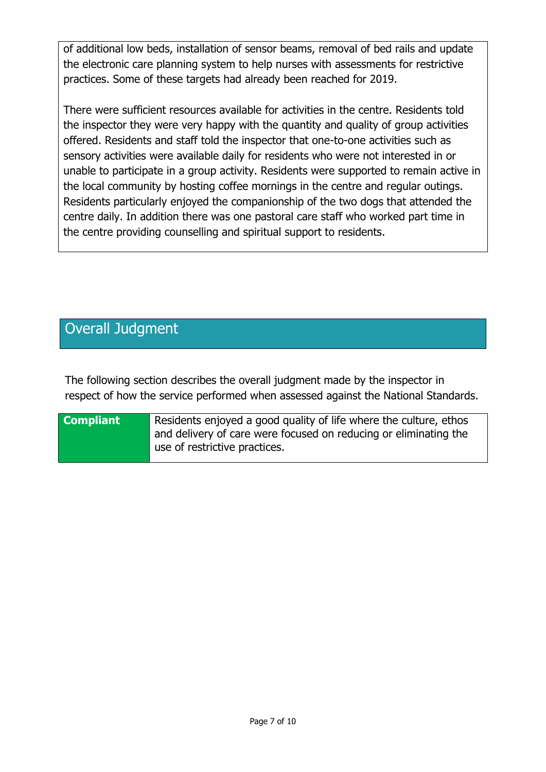of additional low beds, installation of sensor beams, removal of bed rails and update the electronic care planning system to help nurses with assessments for restrictive practices. Some of these targets had already been reached for 2019.

There were sufficient resources available for activities in the centre. Residents told the inspector they were very happy with the quantity and quality of group activities offered. Residents and staff told the inspector that one-to-one activities such as sensory activities were available daily for residents who were not interested in or unable to participate in a group activity. Residents were supported to remain active in the local community by hosting coffee mornings in the centre and regular outings. Residents particularly enjoyed the companionship of the two dogs that attended the centre daily. In addition there was one pastoral care staff who worked part time in the centre providing counselling and spiritual support to residents.

## Overall Judgment

The following section describes the overall judgment made by the inspector in respect of how the service performed when assessed against the National Standards.

| **Compliant** | Residents enjoyed a good quality of life where the culture, ethos and delivery of care were focused on reducing or eliminating the use of restrictive practices. |
|---|---|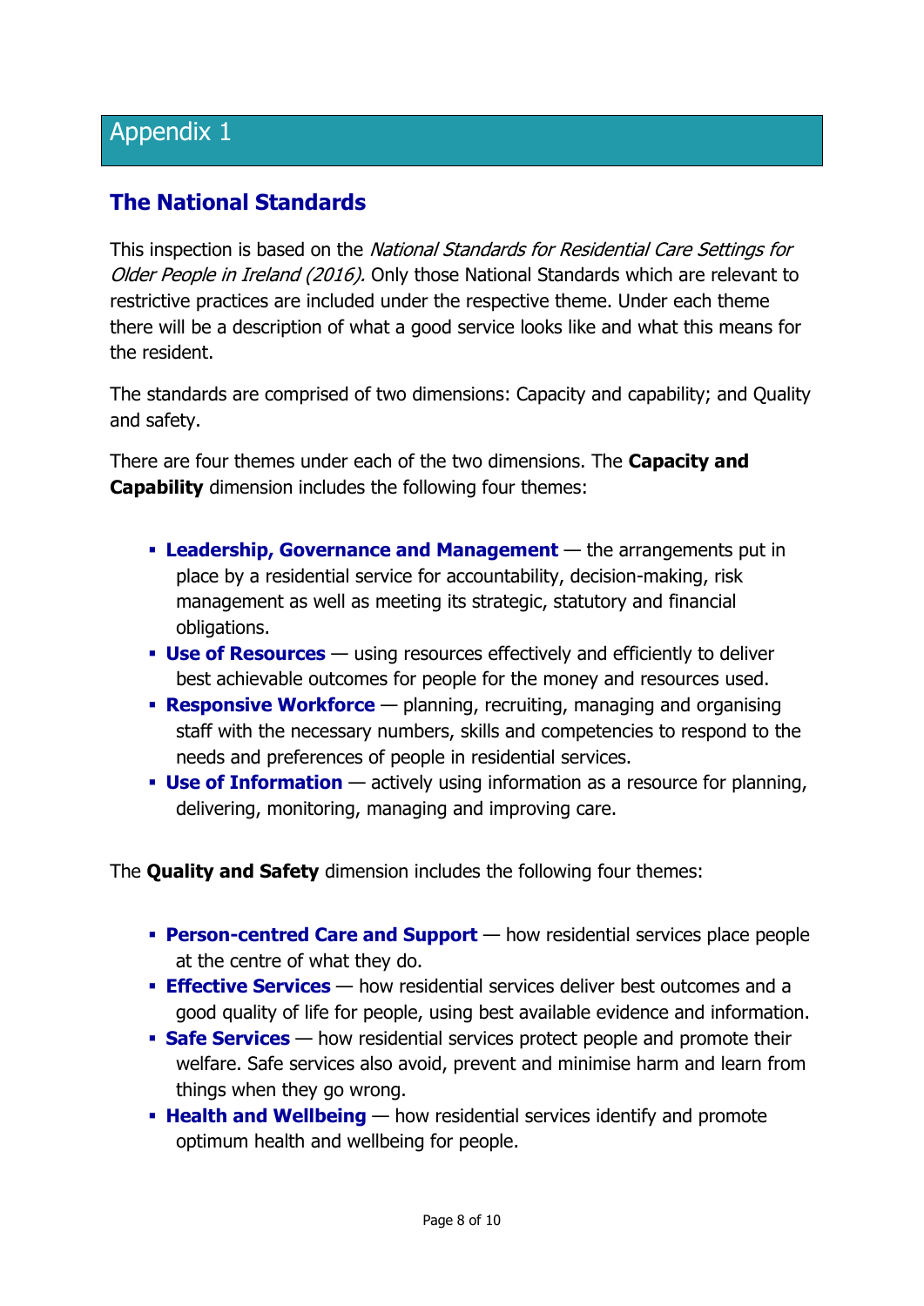# Appendix 1

## The National Standards

This inspection is based on the *National Standards for Residential Care Settings for Older People in Ireland (2016).* Only those National Standards which are relevant to restrictive practices are included under the respective theme. Under each theme there will be a description of what a good service looks like and what this means for the resident.

The standards are comprised of two dimensions: Capacity and capability; and Quality and safety.

There are four themes under each of the two dimensions. The **Capacity and Capability** dimension includes the following four themes:

- **Leadership, Governance and Management** — the arrangements put in place by a residential service for accountability, decision-making, risk management as well as meeting its strategic, statutory and financial obligations.
- **Use of Resources** — using resources effectively and efficiently to deliver best achievable outcomes for people for the money and resources used.
- **Responsive Workforce** — planning, recruiting, managing and organising staff with the necessary numbers, skills and competencies to respond to the needs and preferences of people in residential services.
- **Use of Information** — actively using information as a resource for planning, delivering, monitoring, managing and improving care.

The **Quality and Safety** dimension includes the following four themes:

- **Person-centred Care and Support** — how residential services place people at the centre of what they do.
- **Effective Services** — how residential services deliver best outcomes and a good quality of life for people, using best available evidence and information.
- **Safe Services** — how residential services protect people and promote their welfare. Safe services also avoid, prevent and minimise harm and learn from things when they go wrong.
- **Health and Wellbeing** — how residential services identify and promote optimum health and wellbeing for people.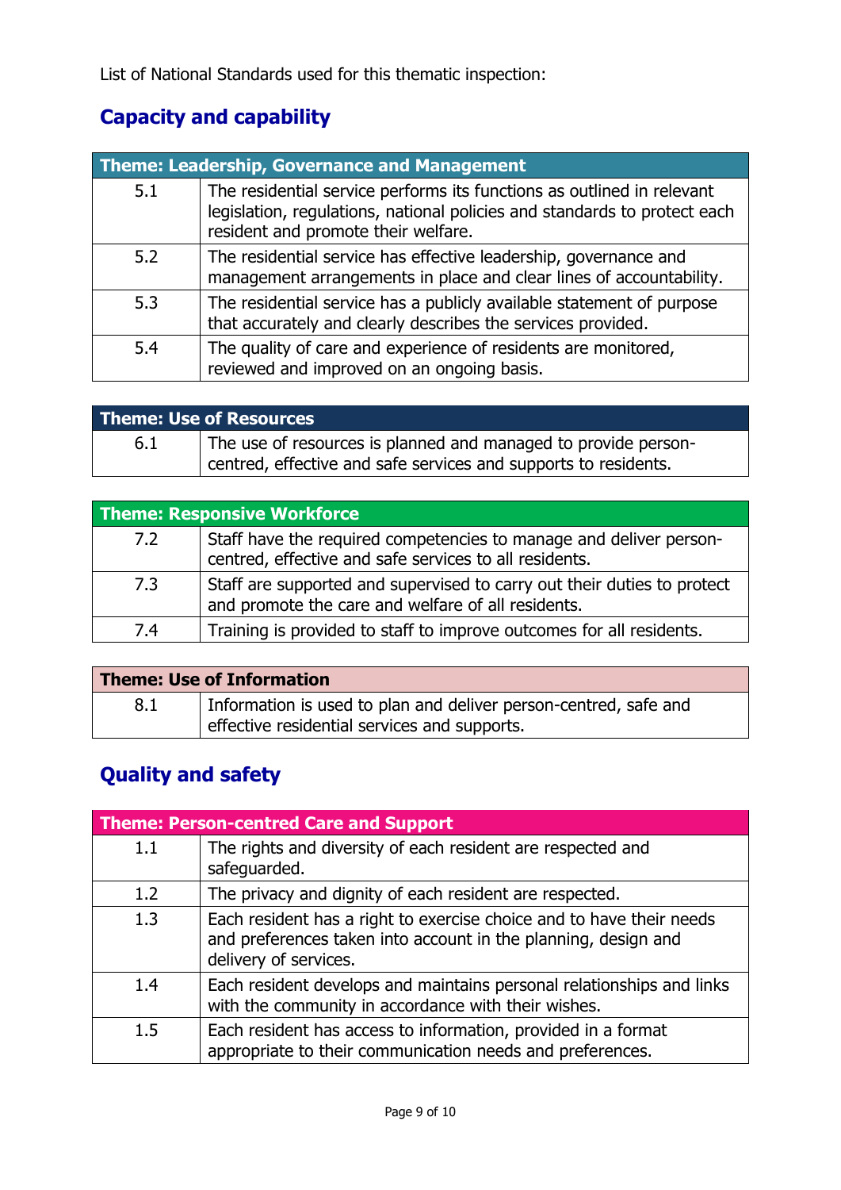List of National Standards used for this thematic inspection:

## Capacity and capability

| Theme: Leadership, Governance and Management | |
|---|---|
| 5.1 | The residential service performs its functions as outlined in relevant legislation, regulations, national policies and standards to protect each resident and promote their welfare. |
| 5.2 | The residential service has effective leadership, governance and management arrangements in place and clear lines of accountability. |
| 5.3 | The residential service has a publicly available statement of purpose that accurately and clearly describes the services provided. |
| 5.4 | The quality of care and experience of residents are monitored, reviewed and improved on an ongoing basis. |

| Theme: Use of Resources | |
|---|---|
| 6.1 | The use of resources is planned and managed to provide person-centred, effective and safe services and supports to residents. |

| Theme: Responsive Workforce | |
|---|---|
| 7.2 | Staff have the required competencies to manage and deliver person-centred, effective and safe services to all residents. |
| 7.3 | Staff are supported and supervised to carry out their duties to protect and promote the care and welfare of all residents. |
| 7.4 | Training is provided to staff to improve outcomes for all residents. |

| Theme: Use of Information | |
|---|---|
| 8.1 | Information is used to plan and deliver person-centred, safe and effective residential services and supports. |

## Quality and safety

| Theme: Person-centred Care and Support | |
|---|---|
| 1.1 | The rights and diversity of each resident are respected and safeguarded. |
| 1.2 | The privacy and dignity of each resident are respected. |
| 1.3 | Each resident has a right to exercise choice and to have their needs and preferences taken into account in the planning, design and delivery of services. |
| 1.4 | Each resident develops and maintains personal relationships and links with the community in accordance with their wishes. |
| 1.5 | Each resident has access to information, provided in a format appropriate to their communication needs and preferences. |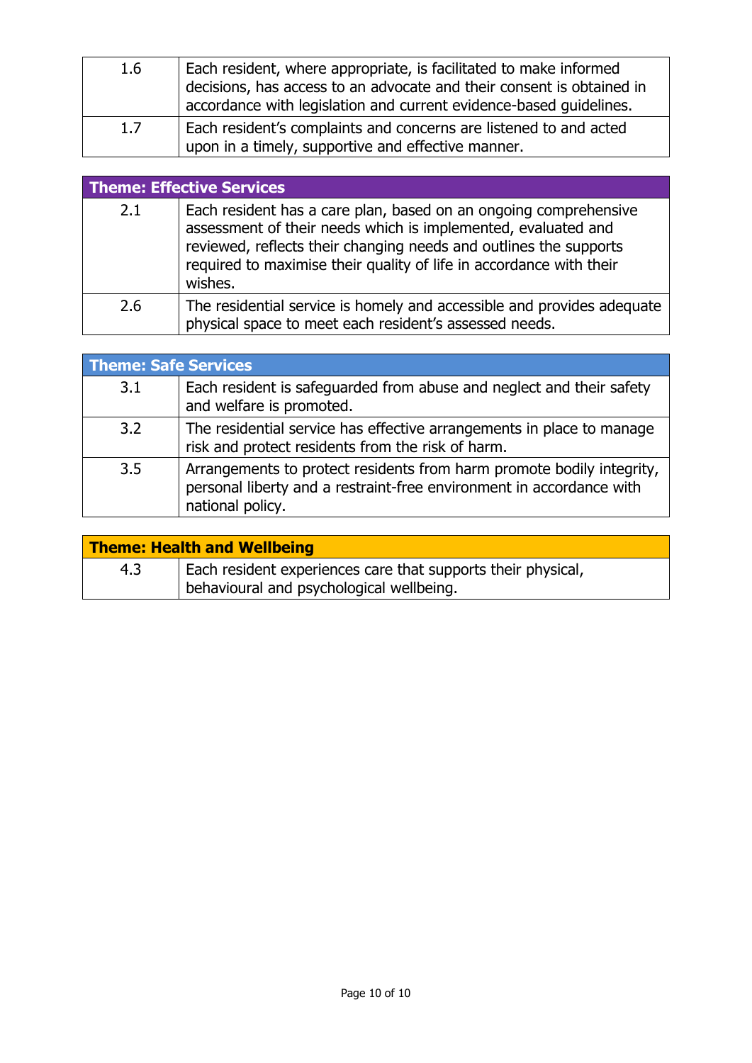| | |
|---|---|
| 1.6 | Each resident, where appropriate, is facilitated to make informed decisions, has access to an advocate and their consent is obtained in accordance with legislation and current evidence-based guidelines. |
| 1.7 | Each resident's complaints and concerns are listened to and acted upon in a timely, supportive and effective manner. |

| **Theme: Effective Services** | |
|---|---|
| 2.1 | Each resident has a care plan, based on an ongoing comprehensive assessment of their needs which is implemented, evaluated and reviewed, reflects their changing needs and outlines the supports required to maximise their quality of life in accordance with their wishes. |
| 2.6 | The residential service is homely and accessible and provides adequate physical space to meet each resident's assessed needs. |

| **Theme: Safe Services** | |
|---|---|
| 3.1 | Each resident is safeguarded from abuse and neglect and their safety and welfare is promoted. |
| 3.2 | The residential service has effective arrangements in place to manage risk and protect residents from the risk of harm. |
| 3.5 | Arrangements to protect residents from harm promote bodily integrity, personal liberty and a restraint-free environment in accordance with national policy. |

| **Theme: Health and Wellbeing** | |
|---|---|
| 4.3 | Each resident experiences care that supports their physical, behavioural and psychological wellbeing. |